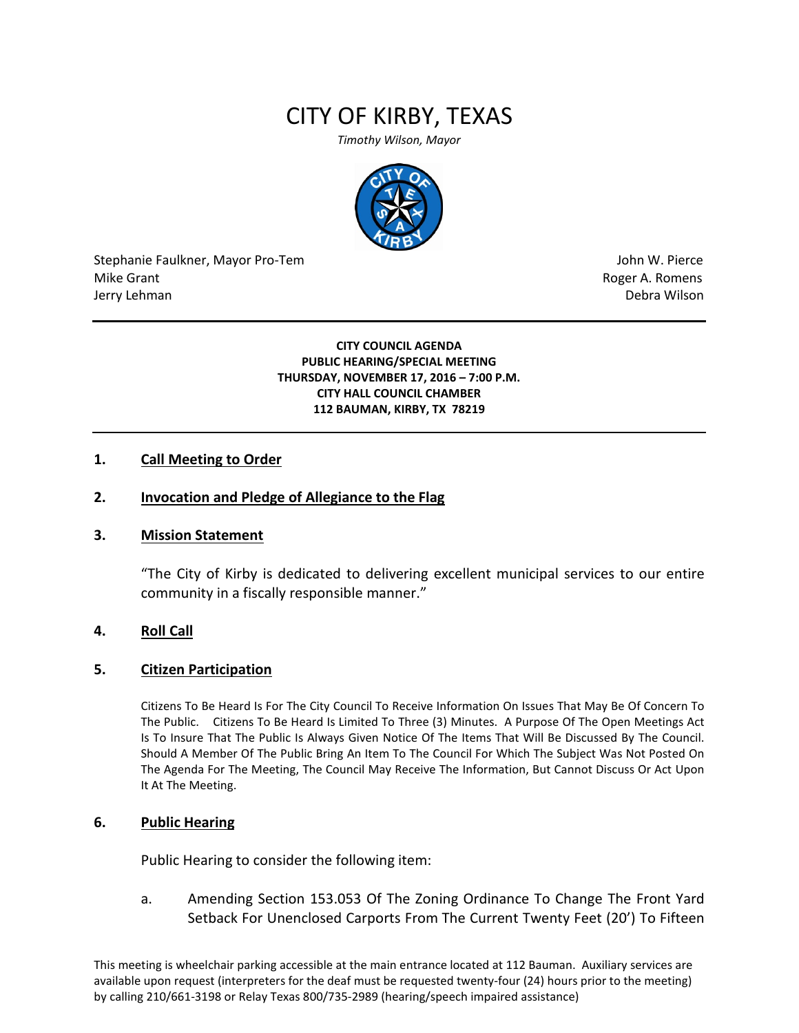# CITY OF KIRBY, TEXAS

*Timothy Wilson, Mayor*

Stephanie Faulkner, Mayor Pro-Tem
Mike Grant
Jerry Lehman

John W. Pierce
Roger A. Romens
Debra Wilson

---

**CITY COUNCIL AGENDA**
**PUBLIC HEARING/SPECIAL MEETING**
**THURSDAY, NOVEMBER 17, 2016 – 7:00 P.M.**
**CITY HALL COUNCIL CHAMBER**
**112 BAUMAN, KIRBY, TX 78219**

---

## 1. Call Meeting to Order

## 2. Invocation and Pledge of Allegiance to the Flag

## 3. Mission Statement

"The City of Kirby is dedicated to delivering excellent municipal services to our entire community in a fiscally responsible manner."

## 4. Roll Call

## 5. Citizen Participation

Citizens To Be Heard Is For The City Council To Receive Information On Issues That May Be Of Concern To The Public. Citizens To Be Heard Is Limited To Three (3) Minutes. A Purpose Of The Open Meetings Act Is To Insure That The Public Is Always Given Notice Of The Items That Will Be Discussed By The Council. Should A Member Of The Public Bring An Item To The Council For Which The Subject Was Not Posted On The Agenda For The Meeting, The Council May Receive The Information, But Cannot Discuss Or Act Upon It At The Meeting.

## 6. Public Hearing

Public Hearing to consider the following item:

a. Amending Section 153.053 Of The Zoning Ordinance To Change The Front Yard Setback For Unenclosed Carports From The Current Twenty Feet (20') To Fifteen

This meeting is wheelchair parking accessible at the main entrance located at 112 Bauman. Auxiliary services are available upon request (interpreters for the deaf must be requested twenty-four (24) hours prior to the meeting) by calling 210/661-3198 or Relay Texas 800/735-2989 (hearing/speech impaired assistance)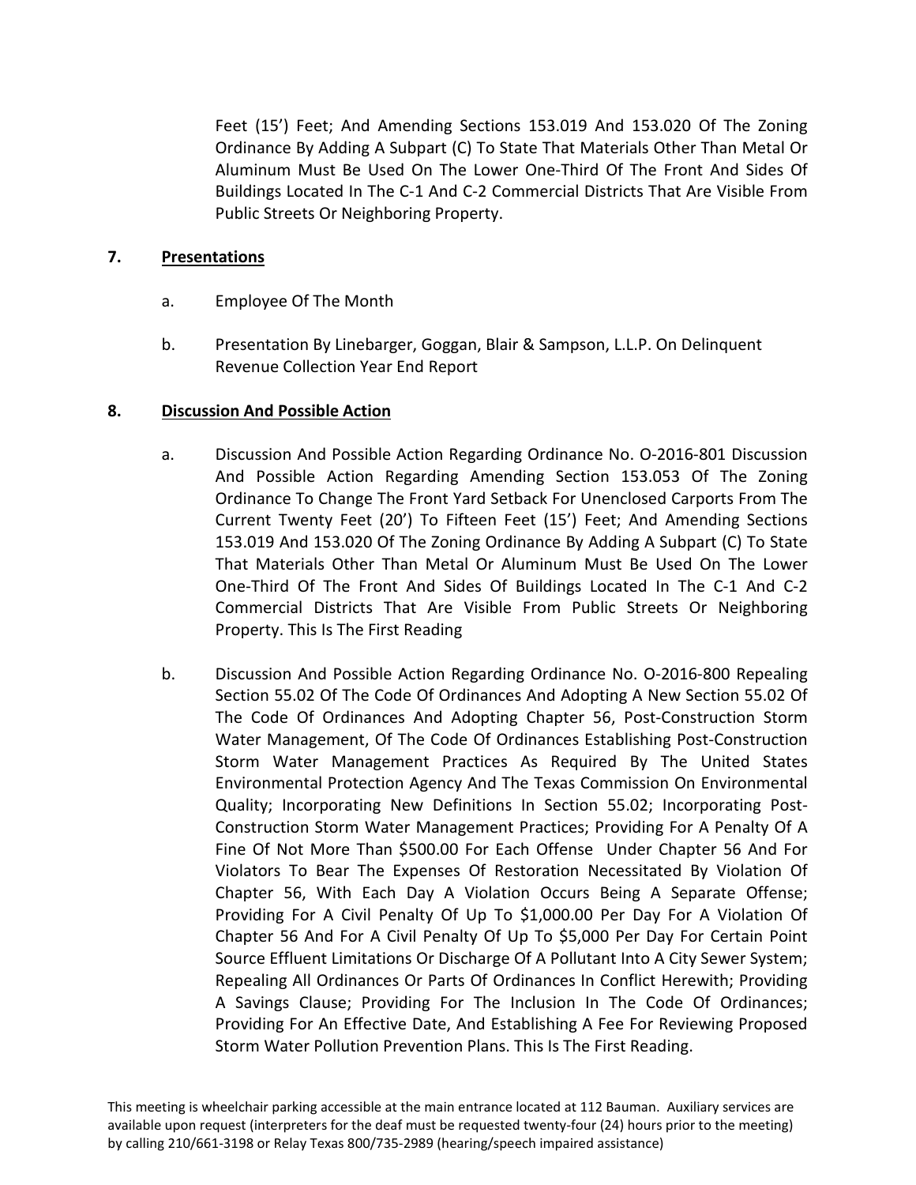Feet (15') Feet; And Amending Sections 153.019 And 153.020 Of The Zoning Ordinance By Adding A Subpart (C) To State That Materials Other Than Metal Or Aluminum Must Be Used On The Lower One-Third Of The Front And Sides Of Buildings Located In The C-1 And C-2 Commercial Districts That Are Visible From Public Streets Or Neighboring Property.

**7. Presentations**

a. Employee Of The Month

b. Presentation By Linebarger, Goggan, Blair & Sampson, L.L.P. On Delinquent Revenue Collection Year End Report

**8. Discussion And Possible Action**

a. Discussion And Possible Action Regarding Ordinance No. O-2016-801 Discussion And Possible Action Regarding Amending Section 153.053 Of The Zoning Ordinance To Change The Front Yard Setback For Unenclosed Carports From The Current Twenty Feet (20') To Fifteen Feet (15') Feet; And Amending Sections 153.019 And 153.020 Of The Zoning Ordinance By Adding A Subpart (C) To State That Materials Other Than Metal Or Aluminum Must Be Used On The Lower One-Third Of The Front And Sides Of Buildings Located In The C-1 And C-2 Commercial Districts That Are Visible From Public Streets Or Neighboring Property. This Is The First Reading

b. Discussion And Possible Action Regarding Ordinance No. O-2016-800 Repealing Section 55.02 Of The Code Of Ordinances And Adopting A New Section 55.02 Of The Code Of Ordinances And Adopting Chapter 56, Post-Construction Storm Water Management, Of The Code Of Ordinances Establishing Post-Construction Storm Water Management Practices As Required By The United States Environmental Protection Agency And The Texas Commission On Environmental Quality; Incorporating New Definitions In Section 55.02; Incorporating Post-Construction Storm Water Management Practices; Providing For A Penalty Of A Fine Of Not More Than $500.00 For Each Offense Under Chapter 56 And For Violators To Bear The Expenses Of Restoration Necessitated By Violation Of Chapter 56, With Each Day A Violation Occurs Being A Separate Offense; Providing For A Civil Penalty Of Up To $1,000.00 Per Day For A Violation Of Chapter 56 And For A Civil Penalty Of Up To $5,000 Per Day For Certain Point Source Effluent Limitations Or Discharge Of A Pollutant Into A City Sewer System; Repealing All Ordinances Or Parts Of Ordinances In Conflict Herewith; Providing A Savings Clause; Providing For The Inclusion In The Code Of Ordinances; Providing For An Effective Date, And Establishing A Fee For Reviewing Proposed Storm Water Pollution Prevention Plans. This Is The First Reading.

This meeting is wheelchair parking accessible at the main entrance located at 112 Bauman. Auxiliary services are available upon request (interpreters for the deaf must be requested twenty-four (24) hours prior to the meeting) by calling 210/661-3198 or Relay Texas 800/735-2989 (hearing/speech impaired assistance)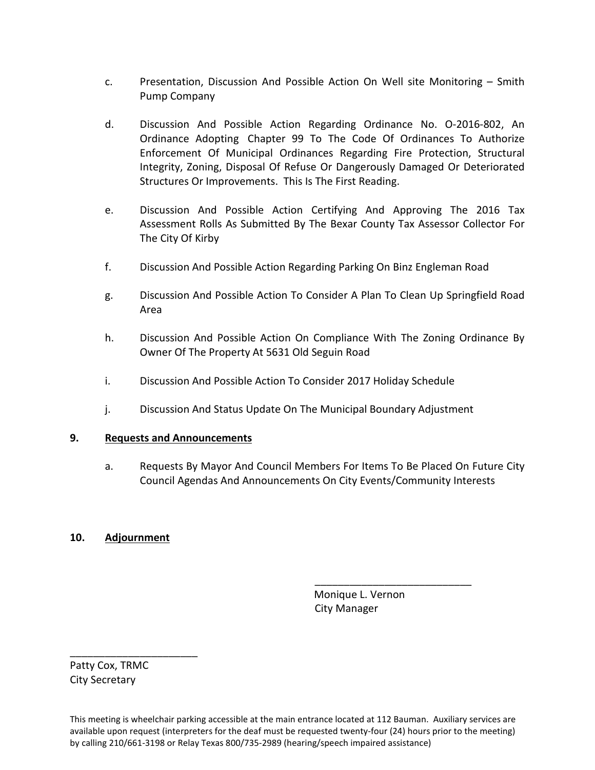c. Presentation, Discussion And Possible Action On Well site Monitoring – Smith Pump Company

d. Discussion And Possible Action Regarding Ordinance No. O-2016-802, An Ordinance Adopting Chapter 99 To The Code Of Ordinances To Authorize Enforcement Of Municipal Ordinances Regarding Fire Protection, Structural Integrity, Zoning, Disposal Of Refuse Or Dangerously Damaged Or Deteriorated Structures Or Improvements. This Is The First Reading.

e. Discussion And Possible Action Certifying And Approving The 2016 Tax Assessment Rolls As Submitted By The Bexar County Tax Assessor Collector For The City Of Kirby

f. Discussion And Possible Action Regarding Parking On Binz Engleman Road

g. Discussion And Possible Action To Consider A Plan To Clean Up Springfield Road Area

h. Discussion And Possible Action On Compliance With The Zoning Ordinance By Owner Of The Property At 5631 Old Seguin Road

i. Discussion And Possible Action To Consider 2017 Holiday Schedule

j. Discussion And Status Update On The Municipal Boundary Adjustment

**9. <u>Requests and Announcements</u>**

a. Requests By Mayor And Council Members For Items To Be Placed On Future City Council Agendas And Announcements On City Events/Community Interests

**10. <u>Adjournment</u>**

\_\_\_\_\_\_\_\_\_\_\_\_\_\_\_\_\_\_\_\_\_\_\_\_\_\_\_\_
Monique L. Vernon
City Manager

\_\_\_\_\_\_\_\_\_\_\_\_\_\_\_\_\_\_\_\_\_\_\_
Patty Cox, TRMC
City Secretary

This meeting is wheelchair parking accessible at the main entrance located at 112 Bauman. Auxiliary services are available upon request (interpreters for the deaf must be requested twenty-four (24) hours prior to the meeting) by calling 210/661-3198 or Relay Texas 800/735-2989 (hearing/speech impaired assistance)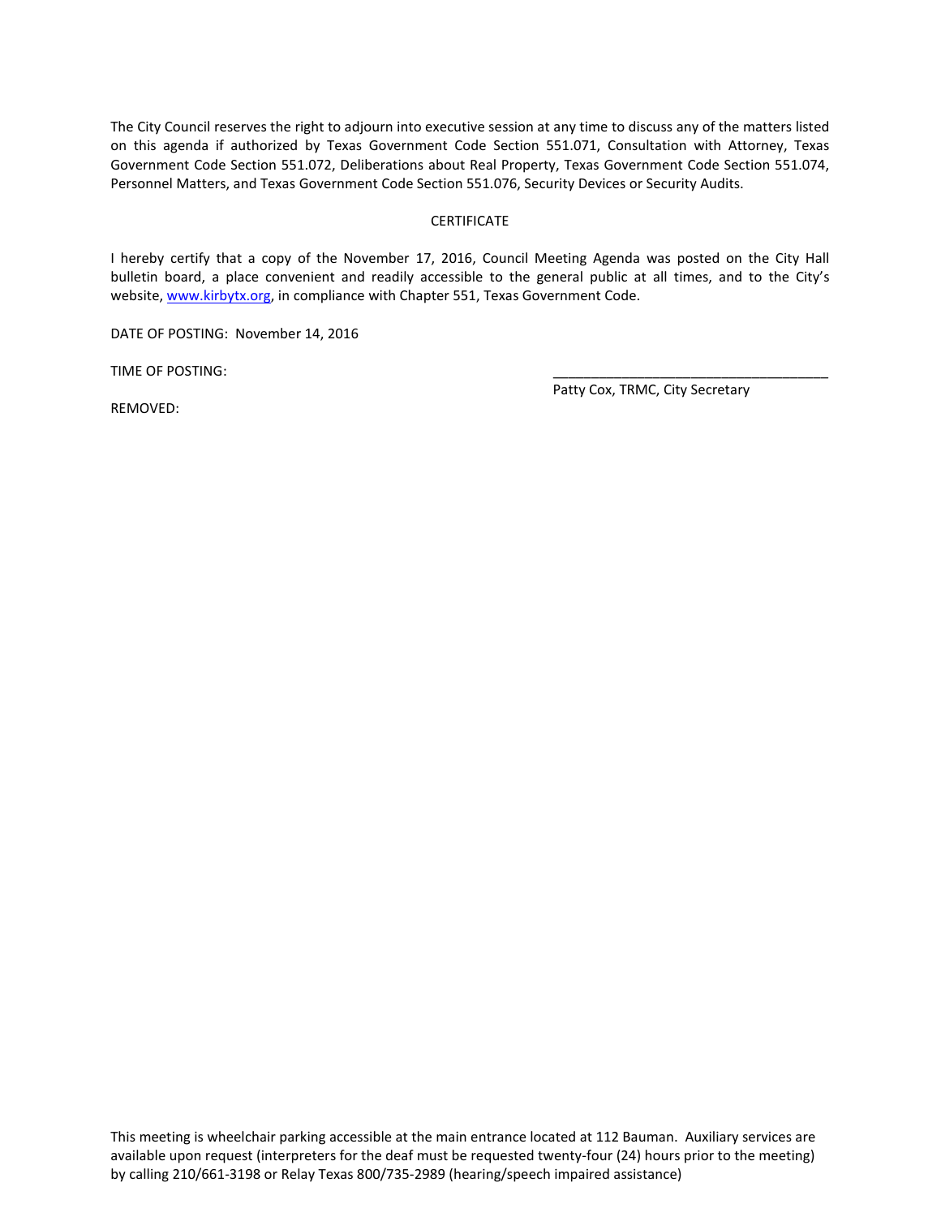The City Council reserves the right to adjourn into executive session at any time to discuss any of the matters listed on this agenda if authorized by Texas Government Code Section 551.071, Consultation with Attorney, Texas Government Code Section 551.072, Deliberations about Real Property, Texas Government Code Section 551.074, Personnel Matters, and Texas Government Code Section 551.076, Security Devices or Security Audits.

CERTIFICATE

I hereby certify that a copy of the November 17, 2016, Council Meeting Agenda was posted on the City Hall bulletin board, a place convenient and readily accessible to the general public at all times, and to the City's website, www.kirbytx.org, in compliance with Chapter 551, Texas Government Code.

DATE OF POSTING: November 14, 2016

TIME OF POSTING:

\_\_\_\_\_\_\_\_\_\_\_\_\_\_\_\_\_\_\_\_\_\_\_\_\_\_\_\_\_\_\_\_\_\_\_\_

Patty Cox, TRMC, City Secretary

REMOVED:

This meeting is wheelchair parking accessible at the main entrance located at 112 Bauman. Auxiliary services are available upon request (interpreters for the deaf must be requested twenty-four (24) hours prior to the meeting) by calling 210/661-3198 or Relay Texas 800/735-2989 (hearing/speech impaired assistance)